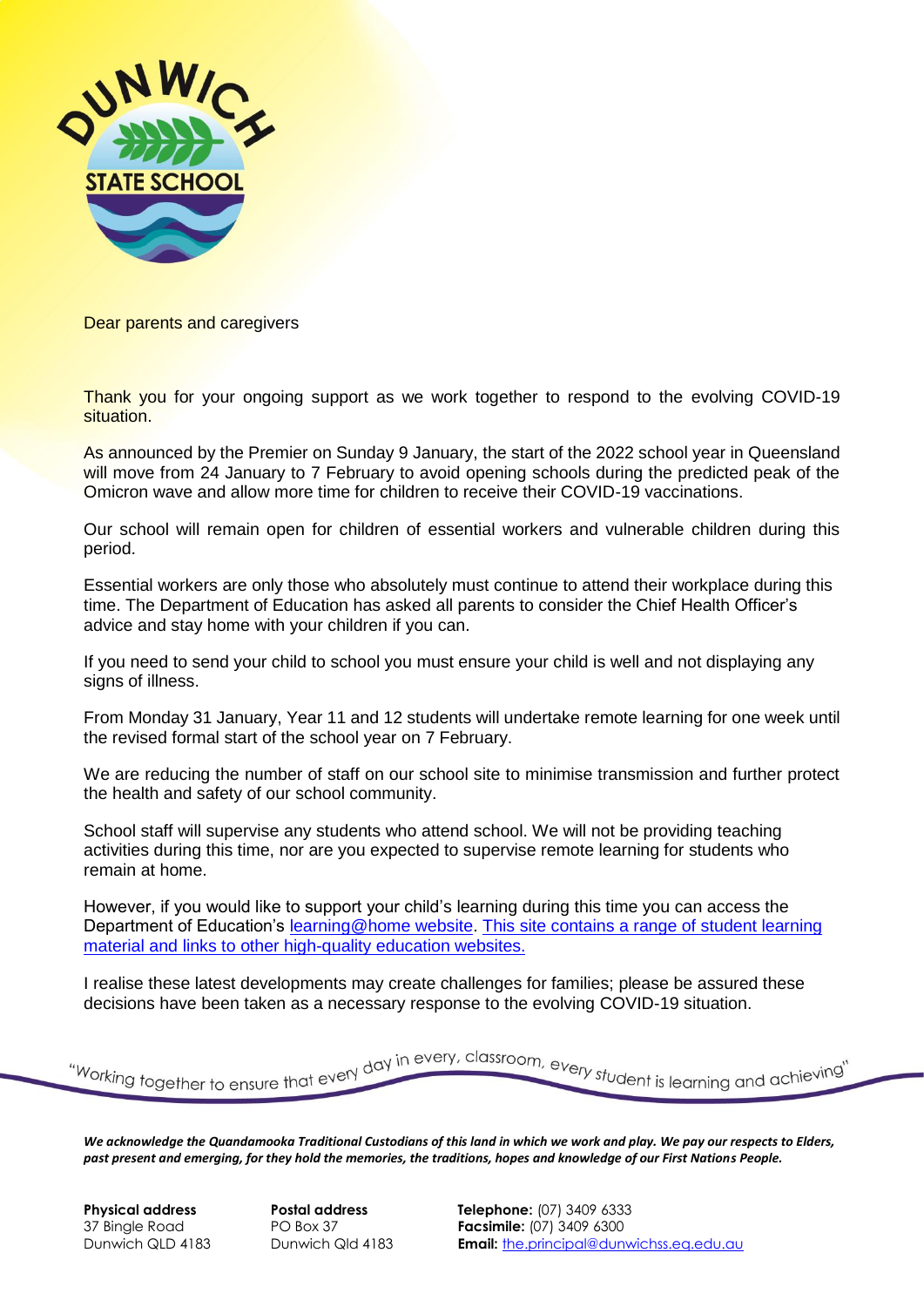Dear parents and caregivers

Thank you for your ongoing support as we work together to respond to the evolving COVID-19 situation.

As announced by the Premier on Sunday 9 January, the start of the 2022 school year in Queensland will move from 24 January to 7 February to avoid opening schools during the predicted peak of the Omicron wave and allow more time for children to receive their COVID-19 vaccinations.

Our school will remain open for children of essential workers and vulnerable children during this period.

Essential workers are only those who absolutely must continue to attend their workplace during this time. The Department of Education has asked all parents to consider the Chief Health Officer's advice and stay home with your children if you can.

If you need to send your child to school you must ensure your child is well and not displaying any signs of illness.

From Monday 31 January, Year 11 and 12 students will undertake remote learning for one week until the revised formal start of the school year on 7 February.

We are reducing the number of staff on our school site to minimise transmission and further protect the health and safety of our school community.

School staff will supervise any students who attend school. We will not be providing teaching activities during this time, nor are you expected to supervise remote learning for students who remain at home.

However, if you would like to support your child's learning during this time you can access the Department of Education's learning@home website. This site contains a range of student learning material and links to other high-quality education websites.

I realise these latest developments may create challenges for families; please be assured these decisions have been taken as a necessary response to the evolving COVID-19 situation.

"Working together to ensure that every day in every, classroom, every student is learning and achieving"

***We acknowledge the Quandamooka Traditional Custodians of this land in which we work and play. We pay our respects to Elders, past present and emerging, for they hold the memories, the traditions, hopes and knowledge of our First Nations People.***

**Physical address**
37 Bingle Road
Dunwich QLD 4183

**Postal address**
PO Box 37
Dunwich Qld 4183

**Telephone:** (07) 3409 6333
**Facsimile:** (07) 3409 6300
**Email:** the.principal@dunwichss.eq.edu.au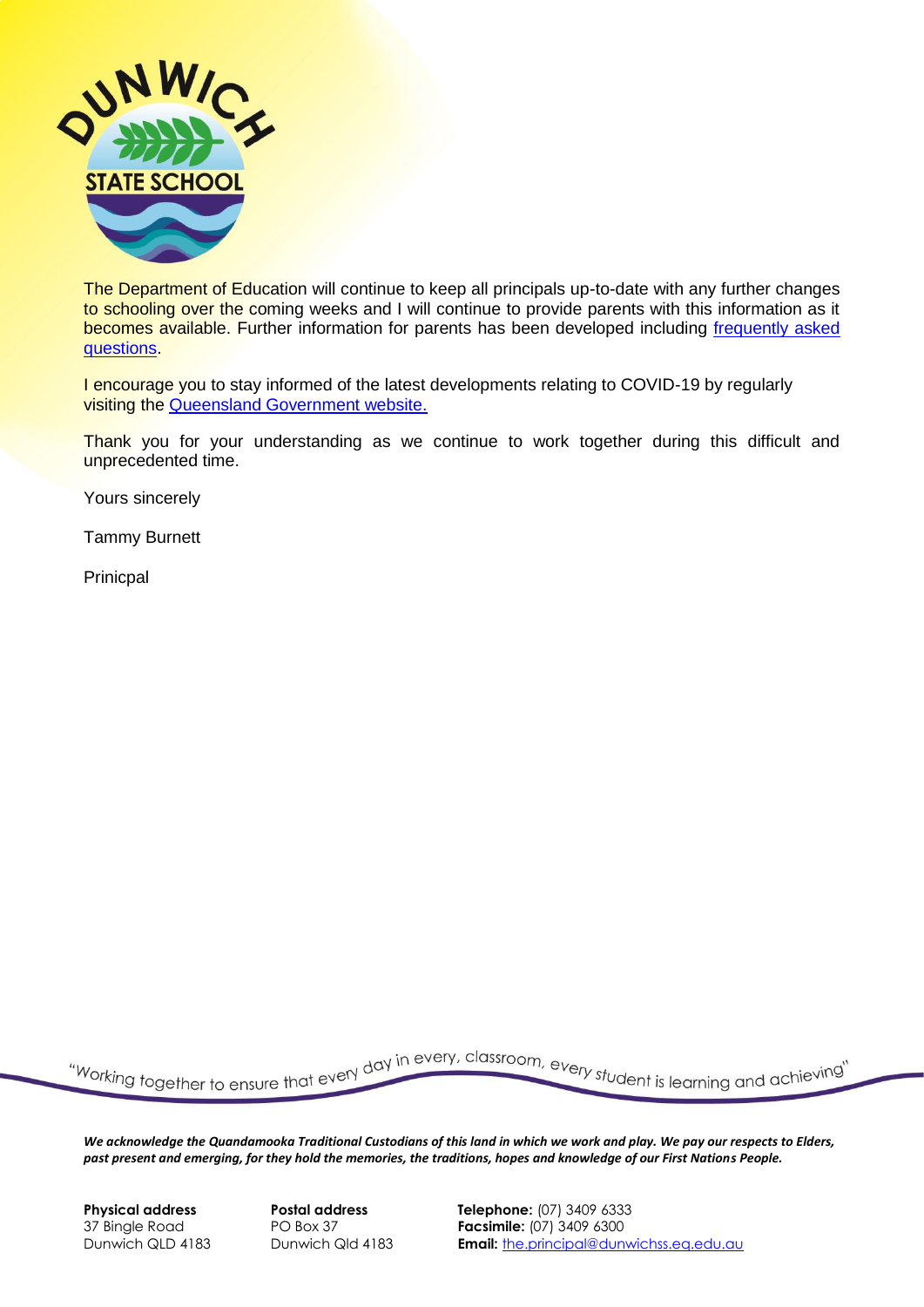The Department of Education will continue to keep all principals up-to-date with any further changes to schooling over the coming weeks and I will continue to provide parents with this information as it becomes available. Further information for parents has been developed including [frequently asked questions]().

I encourage you to stay informed of the latest developments relating to COVID-19 by regularly visiting the [Queensland Government website.]()

Thank you for your understanding as we continue to work together during this difficult and unprecedented time.

Yours sincerely

Tammy Burnett

Prinicpal

"Working together to ensure that every day in every, classroom, every student is learning and achieving"

***We acknowledge the Quandamooka Traditional Custodians of this land in which we work and play. We pay our respects to Elders, past present and emerging, for they hold the memories, the traditions, hopes and knowledge of our First Nations People.***

**Physical address**
37 Bingle Road
Dunwich QLD 4183

**Postal address**
PO Box 37
Dunwich Qld 4183

**Telephone:** (07) 3409 6333
**Facsimile:** (07) 3409 6300
**Email:** the.principal@dunwichss.eq.edu.au